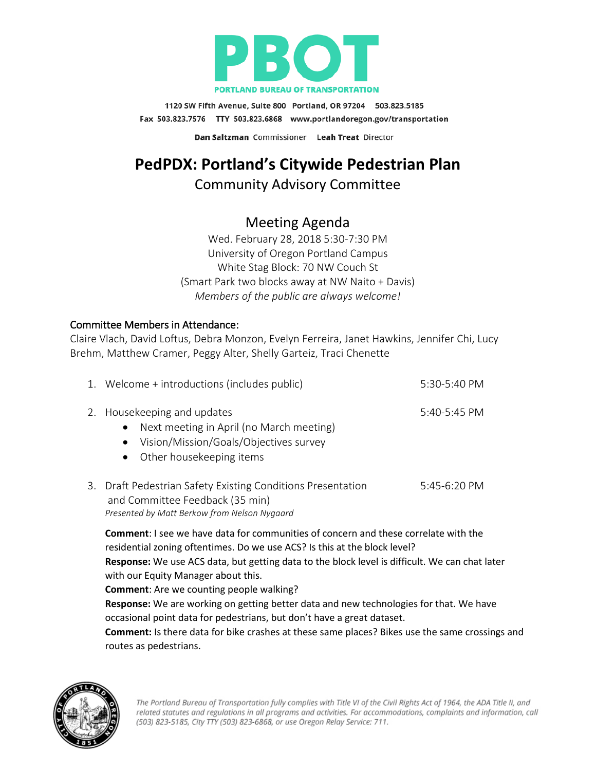**PBOT**

**PORTLAND BUREAU OF TRANSPORTATION**

1120 SW Fifth Avenue, Suite 800 Portland, OR 97204 503.823.5185

Fax 503.823.7576 TTY 503.823.6868 www.portlandoregon.gov/transportation

**Dan Saltzman** Commissioner **Leah Treat** Director

# PedPDX: Portland's Citywide Pedestrian Plan

## Community Advisory Committee

## Meeting Agenda

Wed. February 28, 2018 5:30-7:30 PM
University of Oregon Portland Campus
White Stag Block: 70 NW Couch St
(Smart Park two blocks away at NW Naito + Davis)
*Members of the public are always welcome!*

### Committee Members in Attendance:

Claire Vlach, David Loftus, Debra Monzon, Evelyn Ferreira, Janet Hawkins, Jennifer Chi, Lucy Brehm, Matthew Cramer, Peggy Alter, Shelly Garteiz, Traci Chenette

1. Welcome + introductions (includes public) 5:30-5:40 PM

2. Housekeeping and updates 5:40-5:45 PM
   - Next meeting in April (no March meeting)
   - Vision/Mission/Goals/Objectives survey
   - Other housekeeping items

3. Draft Pedestrian Safety Existing Conditions Presentation and Committee Feedback (35 min) 5:45-6:20 PM
   *Presented by Matt Berkow from Nelson Nygaard*

   **Comment**: I see we have data for communities of concern and these correlate with the residential zoning oftentimes. Do we use ACS? Is this at the block level?
   **Response:** We use ACS data, but getting data to the block level is difficult. We can chat later with our Equity Manager about this.
   **Comment**: Are we counting people walking?
   **Response:** We are working on getting better data and new technologies for that. We have occasional point data for pedestrians, but don't have a great dataset.
   **Comment:** Is there data for bike crashes at these same places? Bikes use the same crossings and routes as pedestrians.

*The Portland Bureau of Transportation fully complies with Title VI of the Civil Rights Act of 1964, the ADA Title II, and related statutes and regulations in all programs and activities. For accommodations, complaints and information, call (503) 823-5185, City TTY (503) 823-6868, or use Oregon Relay Service: 711.*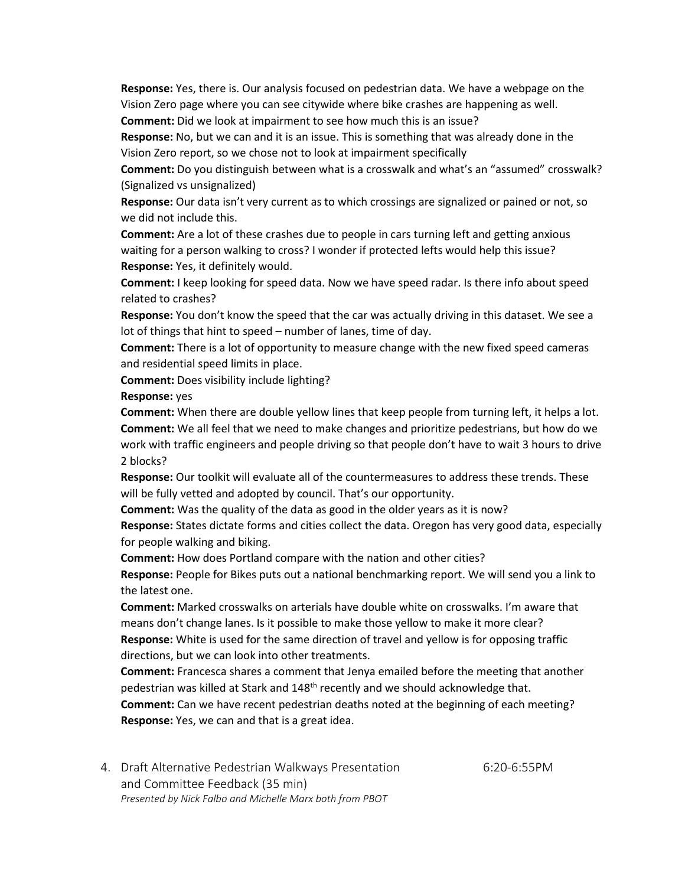**Response:** Yes, there is. Our analysis focused on pedestrian data. We have a webpage on the Vision Zero page where you can see citywide where bike crashes are happening as well.
**Comment:** Did we look at impairment to see how much this is an issue?
**Response:** No, but we can and it is an issue. This is something that was already done in the Vision Zero report, so we chose not to look at impairment specifically
**Comment:** Do you distinguish between what is a crosswalk and what's an "assumed" crosswalk? (Signalized vs unsignalized)
**Response:** Our data isn't very current as to which crossings are signalized or pained or not, so we did not include this.
**Comment:** Are a lot of these crashes due to people in cars turning left and getting anxious waiting for a person walking to cross? I wonder if protected lefts would help this issue?
**Response:** Yes, it definitely would.
**Comment:** I keep looking for speed data. Now we have speed radar. Is there info about speed related to crashes?
**Response:** You don't know the speed that the car was actually driving in this dataset. We see a lot of things that hint to speed – number of lanes, time of day.
**Comment:** There is a lot of opportunity to measure change with the new fixed speed cameras and residential speed limits in place.
**Comment:** Does visibility include lighting?
**Response:** yes
**Comment:** When there are double yellow lines that keep people from turning left, it helps a lot.
**Comment:** We all feel that we need to make changes and prioritize pedestrians, but how do we work with traffic engineers and people driving so that people don't have to wait 3 hours to drive 2 blocks?
**Response:** Our toolkit will evaluate all of the countermeasures to address these trends. These will be fully vetted and adopted by council. That's our opportunity.
**Comment:** Was the quality of the data as good in the older years as it is now?
**Response:** States dictate forms and cities collect the data. Oregon has very good data, especially for people walking and biking.
**Comment:** How does Portland compare with the nation and other cities?
**Response:** People for Bikes puts out a national benchmarking report. We will send you a link to the latest one.
**Comment:** Marked crosswalks on arterials have double white on crosswalks. I'm aware that means don't change lanes. Is it possible to make those yellow to make it more clear?
**Response:** White is used for the same direction of travel and yellow is for opposing traffic directions, but we can look into other treatments.
**Comment:** Francesca shares a comment that Jenya emailed before the meeting that another pedestrian was killed at Stark and 148th recently and we should acknowledge that.
**Comment:** Can we have recent pedestrian deaths noted at the beginning of each meeting?
**Response:** Yes, we can and that is a great idea.

4. Draft Alternative Pedestrian Walkways Presentation and Committee Feedback (35 min) — 6:20-6:55PM
   *Presented by Nick Falbo and Michelle Marx both from PBOT*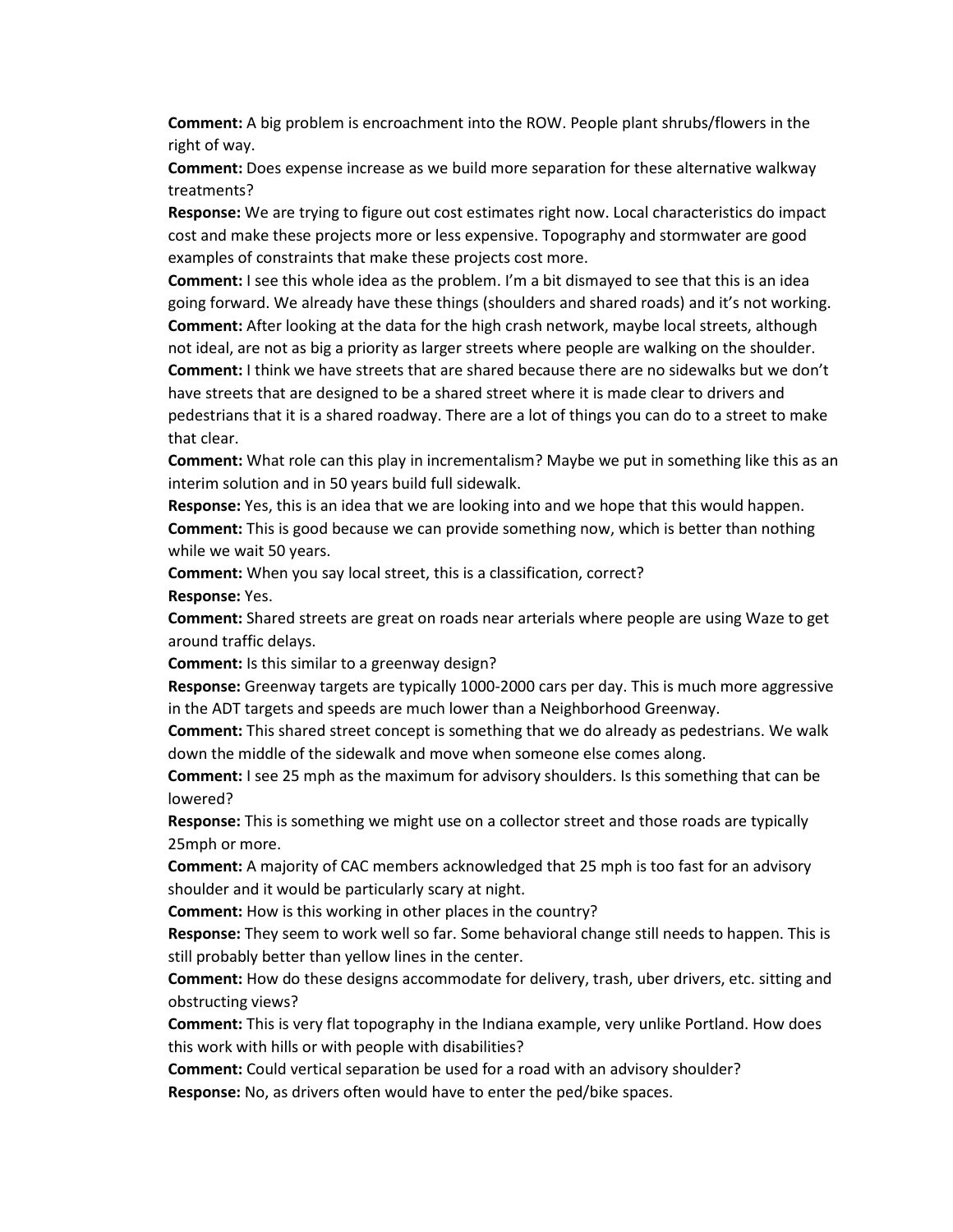**Comment:** A big problem is encroachment into the ROW. People plant shrubs/flowers in the right of way.

**Comment:** Does expense increase as we build more separation for these alternative walkway treatments?

**Response:** We are trying to figure out cost estimates right now. Local characteristics do impact cost and make these projects more or less expensive. Topography and stormwater are good examples of constraints that make these projects cost more.

**Comment:** I see this whole idea as the problem. I'm a bit dismayed to see that this is an idea going forward. We already have these things (shoulders and shared roads) and it's not working.

**Comment:** After looking at the data for the high crash network, maybe local streets, although not ideal, are not as big a priority as larger streets where people are walking on the shoulder.

**Comment:** I think we have streets that are shared because there are no sidewalks but we don't have streets that are designed to be a shared street where it is made clear to drivers and pedestrians that it is a shared roadway. There are a lot of things you can do to a street to make that clear.

**Comment:** What role can this play in incrementalism? Maybe we put in something like this as an interim solution and in 50 years build full sidewalk.

**Response:** Yes, this is an idea that we are looking into and we hope that this would happen.

**Comment:** This is good because we can provide something now, which is better than nothing while we wait 50 years.

**Comment:** When you say local street, this is a classification, correct?

**Response:** Yes.

**Comment:** Shared streets are great on roads near arterials where people are using Waze to get around traffic delays.

**Comment:** Is this similar to a greenway design?

**Response:** Greenway targets are typically 1000-2000 cars per day. This is much more aggressive in the ADT targets and speeds are much lower than a Neighborhood Greenway.

**Comment:** This shared street concept is something that we do already as pedestrians. We walk down the middle of the sidewalk and move when someone else comes along.

**Comment:** I see 25 mph as the maximum for advisory shoulders. Is this something that can be lowered?

**Response:** This is something we might use on a collector street and those roads are typically 25mph or more.

**Comment:** A majority of CAC members acknowledged that 25 mph is too fast for an advisory shoulder and it would be particularly scary at night.

**Comment:** How is this working in other places in the country?

**Response:** They seem to work well so far. Some behavioral change still needs to happen. This is still probably better than yellow lines in the center.

**Comment:** How do these designs accommodate for delivery, trash, uber drivers, etc. sitting and obstructing views?

**Comment:** This is very flat topography in the Indiana example, very unlike Portland. How does this work with hills or with people with disabilities?

**Comment:** Could vertical separation be used for a road with an advisory shoulder?

**Response:** No, as drivers often would have to enter the ped/bike spaces.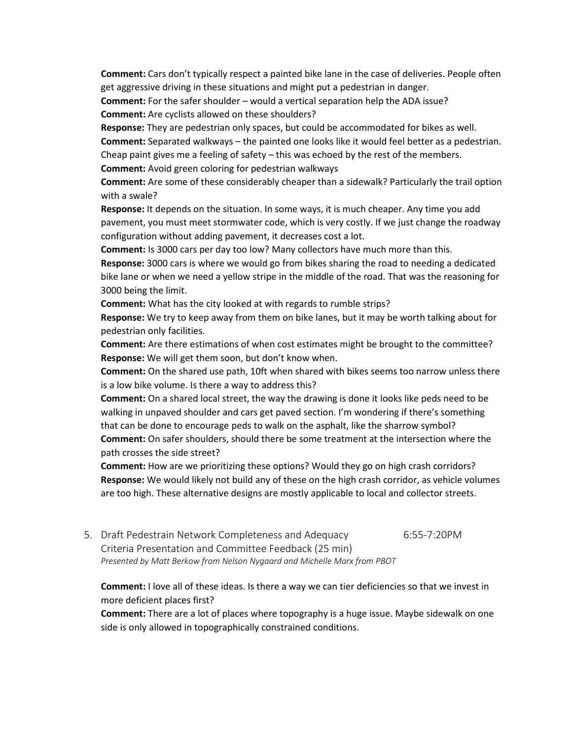**Comment:** Cars don't typically respect a painted bike lane in the case of deliveries. People often get aggressive driving in these situations and might put a pedestrian in danger.
**Comment:** For the safer shoulder – would a vertical separation help the ADA issue?
**Comment:** Are cyclists allowed on these shoulders?
**Response:** They are pedestrian only spaces, but could be accommodated for bikes as well.
**Comment:** Separated walkways – the painted one looks like it would feel better as a pedestrian. Cheap paint gives me a feeling of safety – this was echoed by the rest of the members.
**Comment:** Avoid green coloring for pedestrian walkways
**Comment:** Are some of these considerably cheaper than a sidewalk? Particularly the trail option with a swale?
**Response:** It depends on the situation. In some ways, it is much cheaper. Any time you add pavement, you must meet stormwater code, which is very costly. If we just change the roadway configuration without adding pavement, it decreases cost a lot.
**Comment:** Is 3000 cars per day too low? Many collectors have much more than this.
**Response:** 3000 cars is where we would go from bikes sharing the road to needing a dedicated bike lane or when we need a yellow stripe in the middle of the road. That was the reasoning for 3000 being the limit.
**Comment:** What has the city looked at with regards to rumble strips?
**Response:** We try to keep away from them on bike lanes, but it may be worth talking about for pedestrian only facilities.
**Comment:** Are there estimations of when cost estimates might be brought to the committee?
**Response:** We will get them soon, but don't know when.
**Comment:** On the shared use path, 10ft when shared with bikes seems too narrow unless there is a low bike volume. Is there a way to address this?
**Comment:** On a shared local street, the way the drawing is done it looks like peds need to be walking in unpaved shoulder and cars get paved section. I'm wondering if there's something that can be done to encourage peds to walk on the asphalt, like the sharrow symbol?
**Comment:** On safer shoulders, should there be some treatment at the intersection where the path crosses the side street?
**Comment:** How are we prioritizing these options? Would they go on high crash corridors?
**Response:** We would likely not build any of these on the high crash corridor, as vehicle volumes are too high. These alternative designs are mostly applicable to local and collector streets.

5. Draft Pedestrain Network Completeness and Adequacy Criteria Presentation and Committee Feedback (25 min) 6:55-7:20PM
*Presented by Matt Berkow from Nelson Nygaard and Michelle Marx from PBOT*

**Comment:** I love all of these ideas. Is there a way we can tier deficiencies so that we invest in more deficient places first?
**Comment:** There are a lot of places where topography is a huge issue. Maybe sidewalk on one side is only allowed in topographically constrained conditions.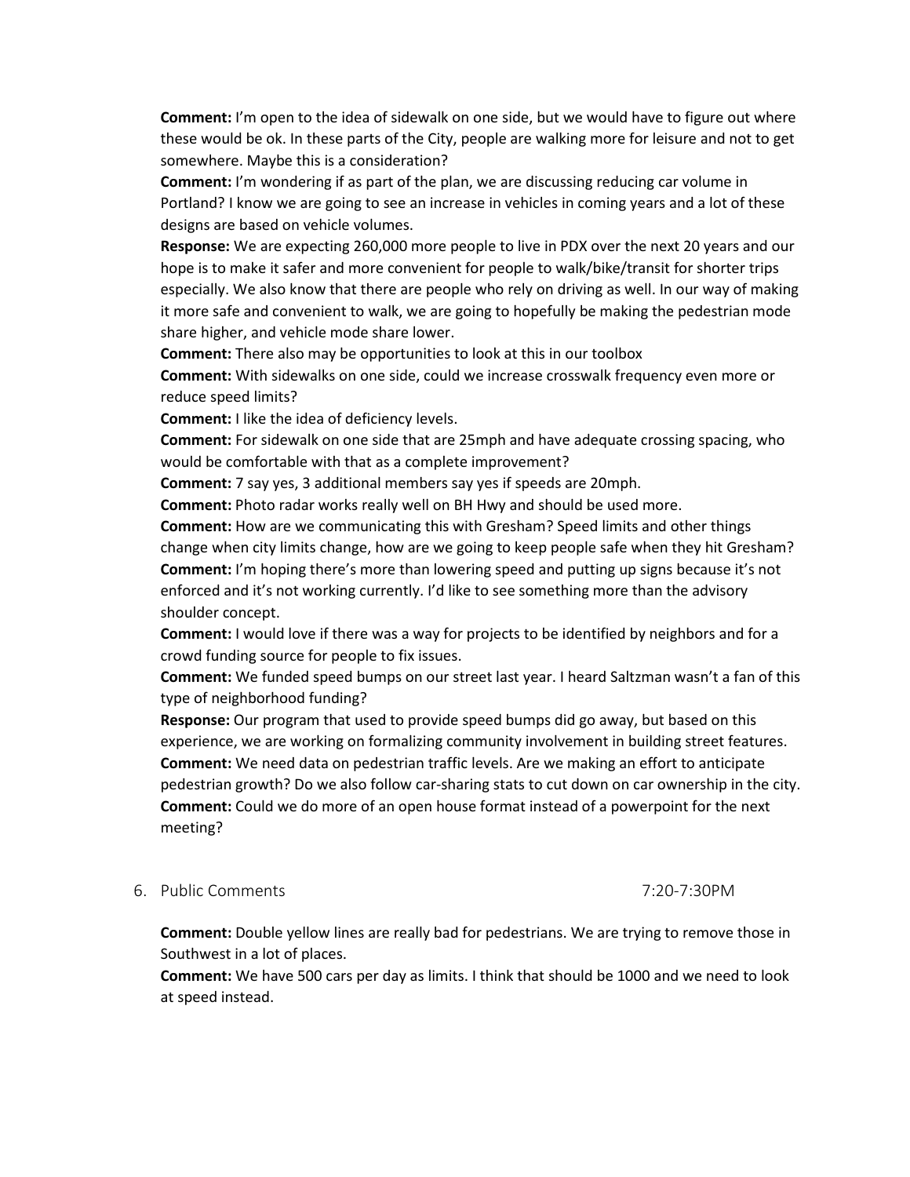**Comment:** I'm open to the idea of sidewalk on one side, but we would have to figure out where these would be ok. In these parts of the City, people are walking more for leisure and not to get somewhere. Maybe this is a consideration?

**Comment:** I'm wondering if as part of the plan, we are discussing reducing car volume in Portland? I know we are going to see an increase in vehicles in coming years and a lot of these designs are based on vehicle volumes.

**Response:** We are expecting 260,000 more people to live in PDX over the next 20 years and our hope is to make it safer and more convenient for people to walk/bike/transit for shorter trips especially. We also know that there are people who rely on driving as well. In our way of making it more safe and convenient to walk, we are going to hopefully be making the pedestrian mode share higher, and vehicle mode share lower.

**Comment:** There also may be opportunities to look at this in our toolbox

**Comment:** With sidewalks on one side, could we increase crosswalk frequency even more or reduce speed limits?

**Comment:** I like the idea of deficiency levels.

**Comment:** For sidewalk on one side that are 25mph and have adequate crossing spacing, who would be comfortable with that as a complete improvement?

**Comment:** 7 say yes, 3 additional members say yes if speeds are 20mph.

**Comment:** Photo radar works really well on BH Hwy and should be used more.

**Comment:** How are we communicating this with Gresham? Speed limits and other things change when city limits change, how are we going to keep people safe when they hit Gresham?

**Comment:** I'm hoping there's more than lowering speed and putting up signs because it's not enforced and it's not working currently. I'd like to see something more than the advisory shoulder concept.

**Comment:** I would love if there was a way for projects to be identified by neighbors and for a crowd funding source for people to fix issues.

**Comment:** We funded speed bumps on our street last year. I heard Saltzman wasn't a fan of this type of neighborhood funding?

**Response:** Our program that used to provide speed bumps did go away, but based on this experience, we are working on formalizing community involvement in building street features.

**Comment:** We need data on pedestrian traffic levels. Are we making an effort to anticipate pedestrian growth? Do we also follow car-sharing stats to cut down on car ownership in the city.

**Comment:** Could we do more of an open house format instead of a powerpoint for the next meeting?

## 6. Public Comments 7:20-7:30PM

**Comment:** Double yellow lines are really bad for pedestrians. We are trying to remove those in Southwest in a lot of places.

**Comment:** We have 500 cars per day as limits. I think that should be 1000 and we need to look at speed instead.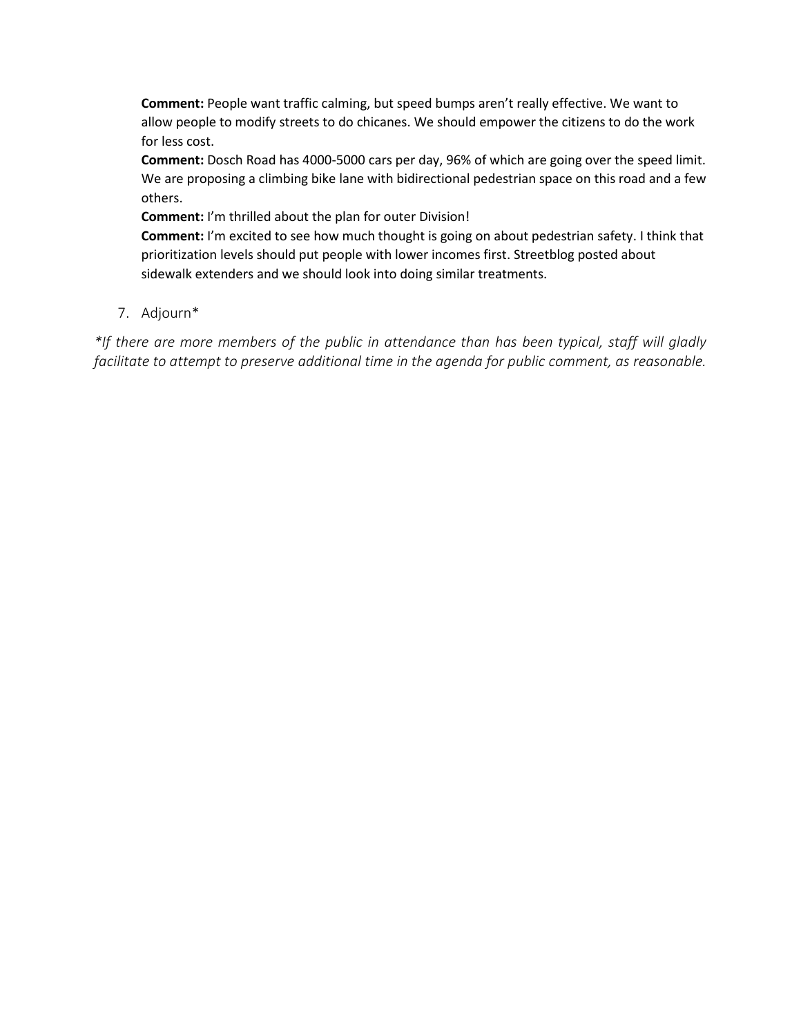**Comment:** People want traffic calming, but speed bumps aren't really effective. We want to allow people to modify streets to do chicanes. We should empower the citizens to do the work for less cost.

**Comment:** Dosch Road has 4000-5000 cars per day, 96% of which are going over the speed limit. We are proposing a climbing bike lane with bidirectional pedestrian space on this road and a few others.

**Comment:** I'm thrilled about the plan for outer Division!

**Comment:** I'm excited to see how much thought is going on about pedestrian safety. I think that prioritization levels should put people with lower incomes first. Streetblog posted about sidewalk extenders and we should look into doing similar treatments.

7. Adjourn*

*\*If there are more members of the public in attendance than has been typical, staff will gladly facilitate to attempt to preserve additional time in the agenda for public comment, as reasonable.*